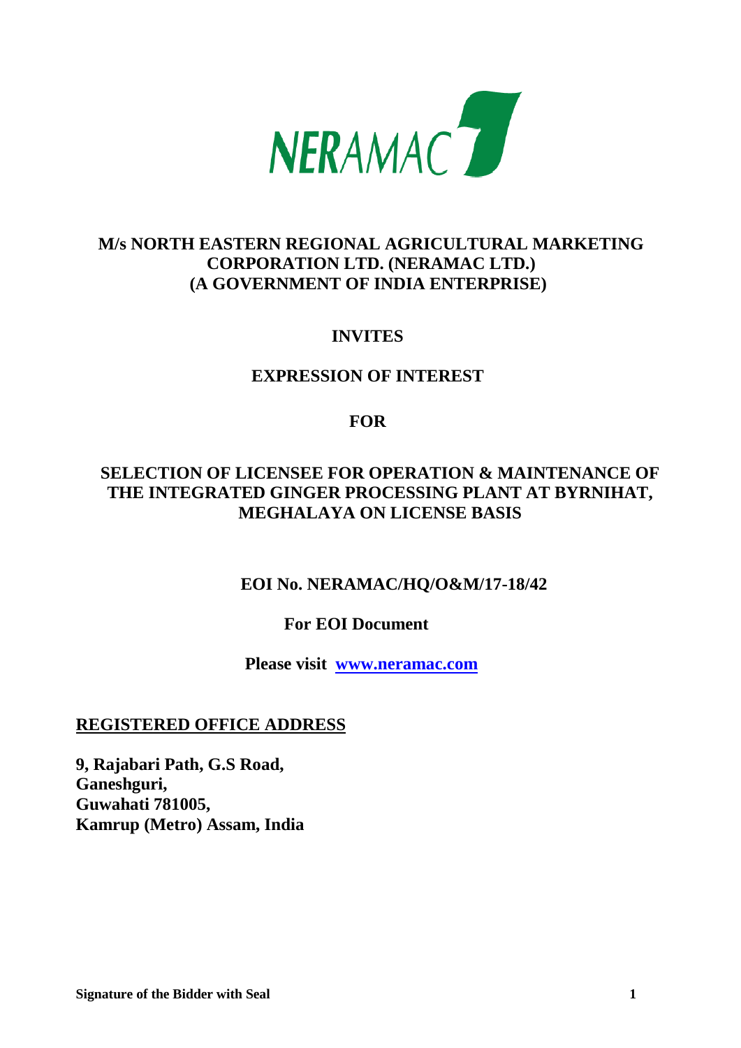NERAMAC

## M/s NORTH EASTERN REGIONAL AGRICULTURAL MARKETING CORPORATION LTD. (NERAMAC LTD.) (A GOVERNMENT OF INDIA ENTERPRISE)

**INVITES**

**EXPRESSION OF INTEREST**

**FOR**

## SELECTION OF LICENSEE FOR OPERATION & MAINTENANCE OF THE INTEGRATED GINGER PROCESSING PLANT AT BYRNIHAT, MEGHALAYA ON LICENSE BASIS

**EOI No. NERAMAC/HQ/O&M/17-18/42**

**For EOI Document**

**Please visit [www.neramac.com](http://www.neramac.com)**

**REGISTERED OFFICE ADDRESS**

**9, Rajabari Path, G.S Road,**
**Ganeshguri,**
**Guwahati 781005,**
**Kamrup (Metro) Assam, India**

**Signature of the Bidder with Seal**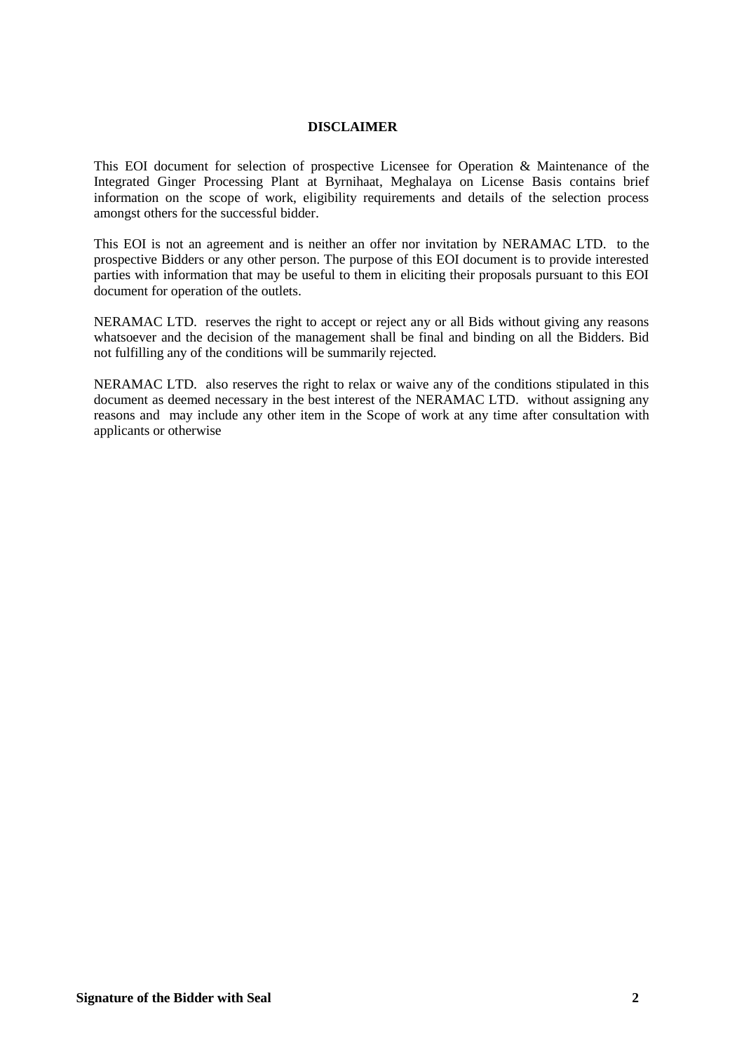**DISCLAIMER**

This EOI document for selection of prospective Licensee for Operation & Maintenance of the Integrated Ginger Processing Plant at Byrnihaat, Meghalaya on License Basis contains brief information on the scope of work, eligibility requirements and details of the selection process amongst others for the successful bidder.

This EOI is not an agreement and is neither an offer nor invitation by NERAMAC LTD. to the prospective Bidders or any other person. The purpose of this EOI document is to provide interested parties with information that may be useful to them in eliciting their proposals pursuant to this EOI document for operation of the outlets.

NERAMAC LTD. reserves the right to accept or reject any or all Bids without giving any reasons whatsoever and the decision of the management shall be final and binding on all the Bidders. Bid not fulfilling any of the conditions will be summarily rejected.

NERAMAC LTD. also reserves the right to relax or waive any of the conditions stipulated in this document as deemed necessary in the best interest of the NERAMAC LTD. without assigning any reasons and may include any other item in the Scope of work at any time after consultation with applicants or otherwise

**Signature of the Bidder with Seal**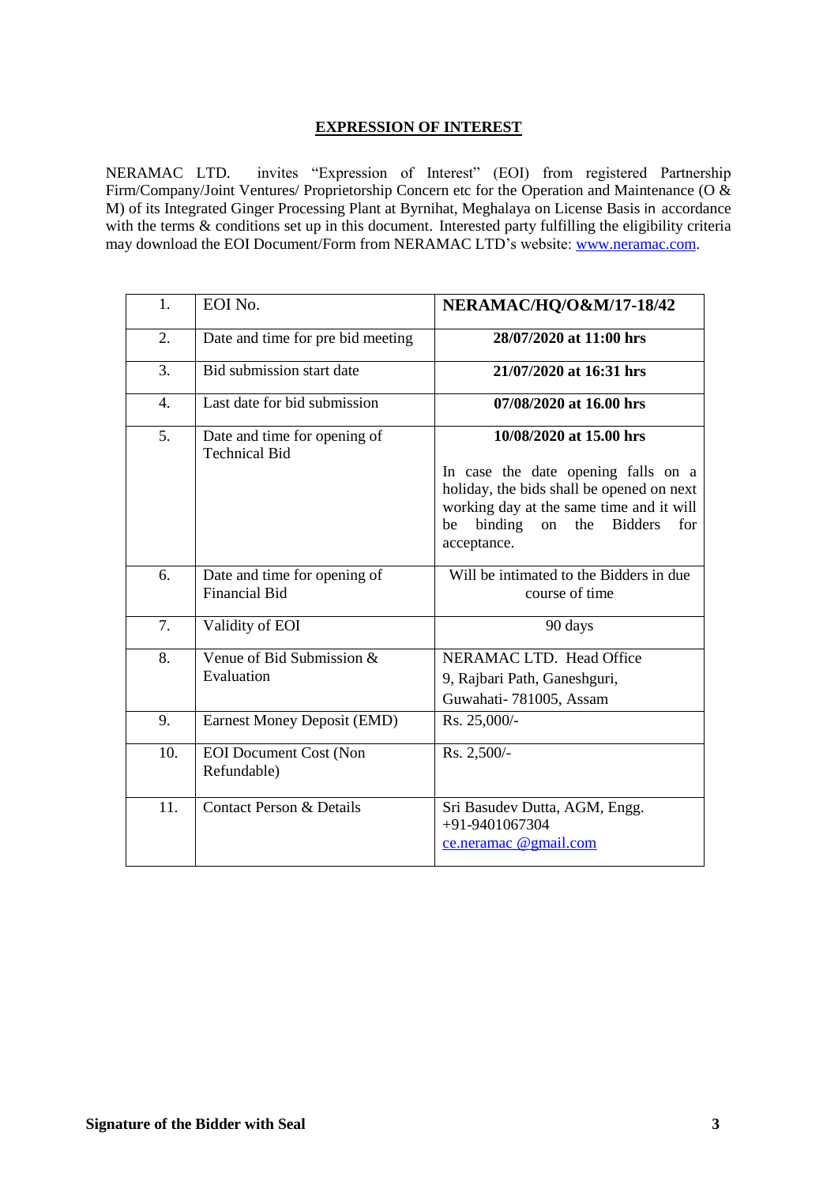# EXPRESSION OF INTEREST

NERAMAC LTD. invites "Expression of Interest" (EOI) from registered Partnership Firm/Company/Joint Ventures/ Proprietorship Concern etc for the Operation and Maintenance (O & M) of its Integrated Ginger Processing Plant at Byrnihat, Meghalaya on License Basis in accordance with the terms & conditions set up in this document. Interested party fulfilling the eligibility criteria may download the EOI Document/Form from NERAMAC LTD's website: www.neramac.com.

| 1. | EOI No. | **NERAMAC/HQ/O&M/17-18/42** |
|---|---|---|
| 2. | Date and time for pre bid meeting | **28/07/2020 at 11:00 hrs** |
| 3. | Bid submission start date | **21/07/2020 at 16:31 hrs** |
| 4. | Last date for bid submission | **07/08/2020 at 16.00 hrs** |
| 5. | Date and time for opening of Technical Bid | **10/08/2020 at 15.00 hrs**<br><br>In case the date opening falls on a holiday, the bids shall be opened on next working day at the same time and it will be binding on the Bidders for acceptance. |
| 6. | Date and time for opening of Financial Bid | Will be intimated to the Bidders in due course of time |
| 7. | Validity of EOI | 90 days |
| 8. | Venue of Bid Submission & Evaluation | NERAMAC LTD. Head Office<br>9, Rajbari Path, Ganeshguri,<br>Guwahati- 781005, Assam |
| 9. | Earnest Money Deposit (EMD) | Rs. 25,000/- |
| 10. | EOI Document Cost (Non Refundable) | Rs. 2,500/- |
| 11. | Contact Person & Details | Sri Basudev Dutta, AGM, Engg.<br>+91-9401067304<br>ce.neramac @gmail.com |

**Signature of the Bidder with Seal**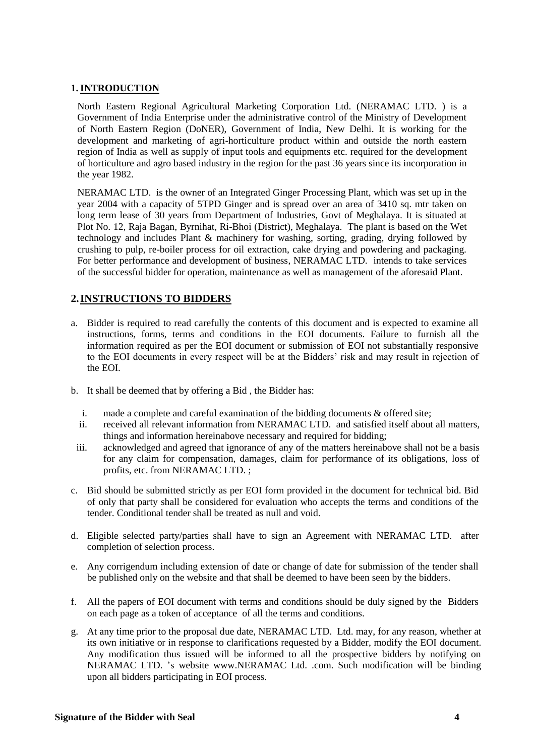## 1. INTRODUCTION

North Eastern Regional Agricultural Marketing Corporation Ltd. (NERAMAC LTD. ) is a Government of India Enterprise under the administrative control of the Ministry of Development of North Eastern Region (DoNER), Government of India, New Delhi. It is working for the development and marketing of agri-horticulture product within and outside the north eastern region of India as well as supply of input tools and equipments etc. required for the development of horticulture and agro based industry in the region for the past 36 years since its incorporation in the year 1982.

NERAMAC LTD. is the owner of an Integrated Ginger Processing Plant, which was set up in the year 2004 with a capacity of 5TPD Ginger and is spread over an area of 3410 sq. mtr taken on long term lease of 30 years from Department of Industries, Govt of Meghalaya. It is situated at Plot No. 12, Raja Bagan, Byrnihat, Ri-Bhoi (District), Meghalaya. The plant is based on the Wet technology and includes Plant & machinery for washing, sorting, grading, drying followed by crushing to pulp, re-boiler process for oil extraction, cake drying and powdering and packaging. For better performance and development of business, NERAMAC LTD. intends to take services of the successful bidder for operation, maintenance as well as management of the aforesaid Plant.

## 2. INSTRUCTIONS TO BIDDERS

a. Bidder is required to read carefully the contents of this document and is expected to examine all instructions, forms, terms and conditions in the EOI documents. Failure to furnish all the information required as per the EOI document or submission of EOI not substantially responsive to the EOI documents in every respect will be at the Bidders' risk and may result in rejection of the EOI.

b. It shall be deemed that by offering a Bid , the Bidder has:

   i. made a complete and careful examination of the bidding documents & offered site;
   ii. received all relevant information from NERAMAC LTD. and satisfied itself about all matters, things and information hereinabove necessary and required for bidding;
   iii. acknowledged and agreed that ignorance of any of the matters hereinabove shall not be a basis for any claim for compensation, damages, claim for performance of its obligations, loss of profits, etc. from NERAMAC LTD. ;

c. Bid should be submitted strictly as per EOI form provided in the document for technical bid. Bid of only that party shall be considered for evaluation who accepts the terms and conditions of the tender. Conditional tender shall be treated as null and void.

d. Eligible selected party/parties shall have to sign an Agreement with NERAMAC LTD. after completion of selection process.

e. Any corrigendum including extension of date or change of date for submission of the tender shall be published only on the website and that shall be deemed to have been seen by the bidders.

f. All the papers of EOI document with terms and conditions should be duly signed by the Bidders on each page as a token of acceptance of all the terms and conditions.

g. At any time prior to the proposal due date, NERAMAC LTD. Ltd. may, for any reason, whether at its own initiative or in response to clarifications requested by a Bidder, modify the EOI document. Any modification thus issued will be informed to all the prospective bidders by notifying on NERAMAC LTD. 's website www.NERAMAC Ltd. .com. Such modification will be binding upon all bidders participating in EOI process.

**Signature of the Bidder with Seal**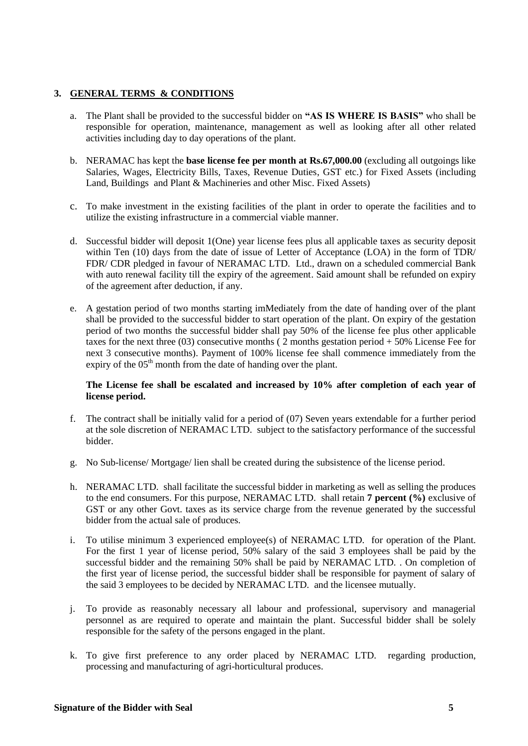## 3. GENERAL TERMS & CONDITIONS

a. The Plant shall be provided to the successful bidder on **"AS IS WHERE IS BASIS"** who shall be responsible for operation, maintenance, management as well as looking after all other related activities including day to day operations of the plant.

b. NERAMAC has kept the **base license fee per month at Rs.67,000.00** (excluding all outgoings like Salaries, Wages, Electricity Bills, Taxes, Revenue Duties, GST etc.) for Fixed Assets (including Land, Buildings and Plant & Machineries and other Misc. Fixed Assets)

c. To make investment in the existing facilities of the plant in order to operate the facilities and to utilize the existing infrastructure in a commercial viable manner.

d. Successful bidder will deposit 1(One) year license fees plus all applicable taxes as security deposit within Ten (10) days from the date of issue of Letter of Acceptance (LOA) in the form of TDR/ FDR/ CDR pledged in favour of NERAMAC LTD. Ltd., drawn on a scheduled commercial Bank with auto renewal facility till the expiry of the agreement. Said amount shall be refunded on expiry of the agreement after deduction, if any.

e. A gestation period of two months starting imMediately from the date of handing over of the plant shall be provided to the successful bidder to start operation of the plant. On expiry of the gestation period of two months the successful bidder shall pay 50% of the license fee plus other applicable taxes for the next three (03) consecutive months ( 2 months gestation period + 50% License Fee for next 3 consecutive months). Payment of 100% license fee shall commence immediately from the expiry of the 05th month from the date of handing over the plant.

   **The License fee shall be escalated and increased by 10% after completion of each year of license period.**

f. The contract shall be initially valid for a period of (07) Seven years extendable for a further period at the sole discretion of NERAMAC LTD. subject to the satisfactory performance of the successful bidder.

g. No Sub-license/ Mortgage/ lien shall be created during the subsistence of the license period.

h. NERAMAC LTD. shall facilitate the successful bidder in marketing as well as selling the produces to the end consumers. For this purpose, NERAMAC LTD. shall retain **7 percent (%)** exclusive of GST or any other Govt. taxes as its service charge from the revenue generated by the successful bidder from the actual sale of produces.

i. To utilise minimum 3 experienced employee(s) of NERAMAC LTD. for operation of the Plant. For the first 1 year of license period, 50% salary of the said 3 employees shall be paid by the successful bidder and the remaining 50% shall be paid by NERAMAC LTD. . On completion of the first year of license period, the successful bidder shall be responsible for payment of salary of the said 3 employees to be decided by NERAMAC LTD. and the licensee mutually.

j. To provide as reasonably necessary all labour and professional, supervisory and managerial personnel as are required to operate and maintain the plant. Successful bidder shall be solely responsible for the safety of the persons engaged in the plant.

k. To give first preference to any order placed by NERAMAC LTD. regarding production, processing and manufacturing of agri-horticultural produces.

**Signature of the Bidder with Seal**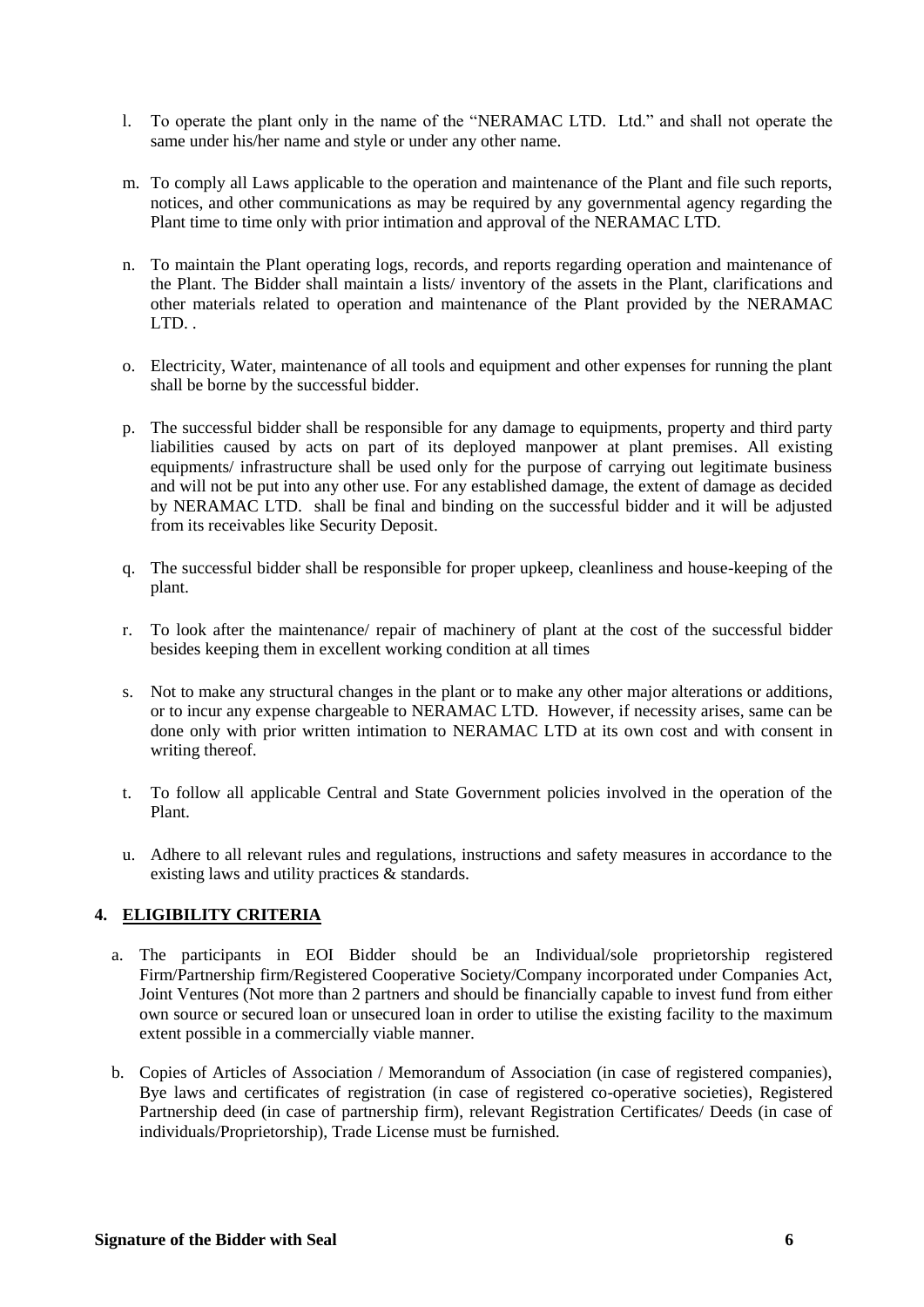l. To operate the plant only in the name of the "NERAMAC LTD. Ltd." and shall not operate the same under his/her name and style or under any other name.

m. To comply all Laws applicable to the operation and maintenance of the Plant and file such reports, notices, and other communications as may be required by any governmental agency regarding the Plant time to time only with prior intimation and approval of the NERAMAC LTD.

n. To maintain the Plant operating logs, records, and reports regarding operation and maintenance of the Plant. The Bidder shall maintain a lists/ inventory of the assets in the Plant, clarifications and other materials related to operation and maintenance of the Plant provided by the NERAMAC LTD. .

o. Electricity, Water, maintenance of all tools and equipment and other expenses for running the plant shall be borne by the successful bidder.

p. The successful bidder shall be responsible for any damage to equipments, property and third party liabilities caused by acts on part of its deployed manpower at plant premises. All existing equipments/ infrastructure shall be used only for the purpose of carrying out legitimate business and will not be put into any other use. For any established damage, the extent of damage as decided by NERAMAC LTD. shall be final and binding on the successful bidder and it will be adjusted from its receivables like Security Deposit.

q. The successful bidder shall be responsible for proper upkeep, cleanliness and house-keeping of the plant.

r. To look after the maintenance/ repair of machinery of plant at the cost of the successful bidder besides keeping them in excellent working condition at all times

s. Not to make any structural changes in the plant or to make any other major alterations or additions, or to incur any expense chargeable to NERAMAC LTD. However, if necessity arises, same can be done only with prior written intimation to NERAMAC LTD at its own cost and with consent in writing thereof.

t. To follow all applicable Central and State Government policies involved in the operation of the Plant.

u. Adhere to all relevant rules and regulations, instructions and safety measures in accordance to the existing laws and utility practices & standards.

## 4. ELIGIBILITY CRITERIA

a. The participants in EOI Bidder should be an Individual/sole proprietorship registered Firm/Partnership firm/Registered Cooperative Society/Company incorporated under Companies Act, Joint Ventures (Not more than 2 partners and should be financially capable to invest fund from either own source or secured loan or unsecured loan in order to utilise the existing facility to the maximum extent possible in a commercially viable manner.

b. Copies of Articles of Association / Memorandum of Association (in case of registered companies), Bye laws and certificates of registration (in case of registered co-operative societies), Registered Partnership deed (in case of partnership firm), relevant Registration Certificates/ Deeds (in case of individuals/Proprietorship), Trade License must be furnished.

**Signature of the Bidder with Seal**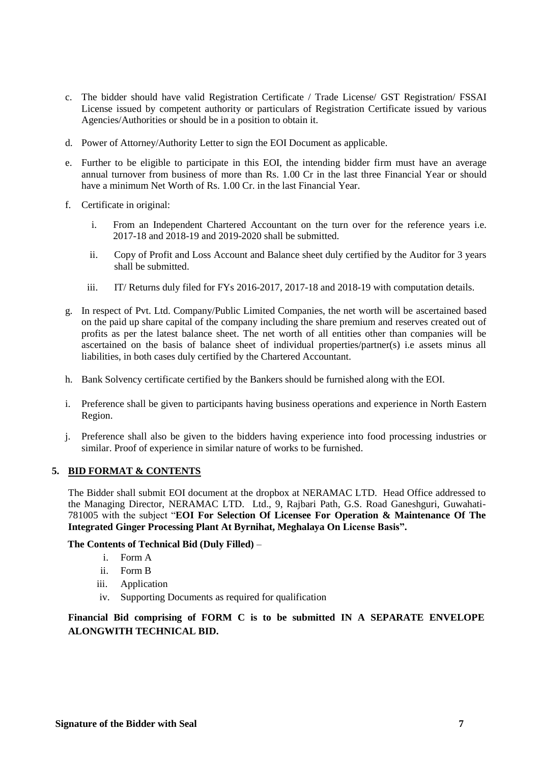c. The bidder should have valid Registration Certificate / Trade License/ GST Registration/ FSSAI License issued by competent authority or particulars of Registration Certificate issued by various Agencies/Authorities or should be in a position to obtain it.

d. Power of Attorney/Authority Letter to sign the EOI Document as applicable.

e. Further to be eligible to participate in this EOI, the intending bidder firm must have an average annual turnover from business of more than Rs. 1.00 Cr in the last three Financial Year or should have a minimum Net Worth of Rs. 1.00 Cr. in the last Financial Year.

f. Certificate in original:

   i. From an Independent Chartered Accountant on the turn over for the reference years i.e. 2017-18 and 2018-19 and 2019-2020 shall be submitted.

   ii. Copy of Profit and Loss Account and Balance sheet duly certified by the Auditor for 3 years shall be submitted.

   iii. IT/ Returns duly filed for FYs 2016-2017, 2017-18 and 2018-19 with computation details.

g. In respect of Pvt. Ltd. Company/Public Limited Companies, the net worth will be ascertained based on the paid up share capital of the company including the share premium and reserves created out of profits as per the latest balance sheet. The net worth of all entities other than companies will be ascertained on the basis of balance sheet of individual properties/partner(s) i.e assets minus all liabilities, in both cases duly certified by the Chartered Accountant.

h. Bank Solvency certificate certified by the Bankers should be furnished along with the EOI.

i. Preference shall be given to participants having business operations and experience in North Eastern Region.

j. Preference shall also be given to the bidders having experience into food processing industries or similar. Proof of experience in similar nature of works to be furnished.

## 5. BID FORMAT & CONTENTS

The Bidder shall submit EOI document at the dropbox at NERAMAC LTD. Head Office addressed to the Managing Director, NERAMAC LTD. Ltd., 9, Rajbari Path, G.S. Road Ganeshguri, Guwahati-781005 with the subject "**EOI For Selection Of Licensee For Operation & Maintenance Of The Integrated Ginger Processing Plant At Byrnihat, Meghalaya On License Basis".**

**The Contents of Technical Bid (Duly Filled)** –

i. Form A
ii. Form B
iii. Application
iv. Supporting Documents as required for qualification

**Financial Bid comprising of FORM C is to be submitted IN A SEPARATE ENVELOPE ALONGWITH TECHNICAL BID.**

**Signature of the Bidder with Seal**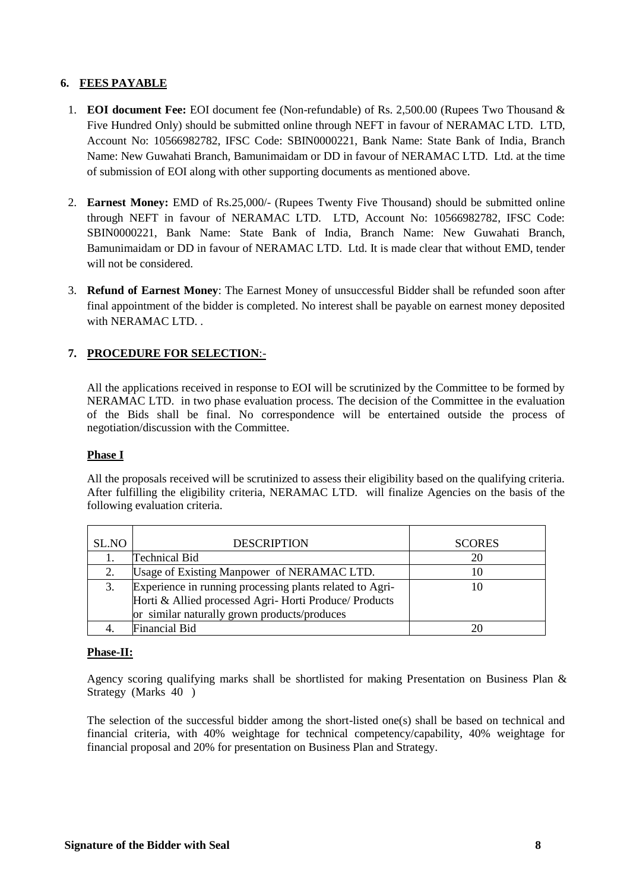## 6. FEES PAYABLE

1. **EOI document Fee:** EOI document fee (Non-refundable) of Rs. 2,500.00 (Rupees Two Thousand & Five Hundred Only) should be submitted online through NEFT in favour of NERAMAC LTD. LTD, Account No: 10566982782, IFSC Code: SBIN0000221, Bank Name: State Bank of India, Branch Name: New Guwahati Branch, Bamunimaidam or DD in favour of NERAMAC LTD. Ltd. at the time of submission of EOI along with other supporting documents as mentioned above.

2. **Earnest Money:** EMD of Rs.25,000/- (Rupees Twenty Five Thousand) should be submitted online through NEFT in favour of NERAMAC LTD. LTD, Account No: 10566982782, IFSC Code: SBIN0000221, Bank Name: State Bank of India, Branch Name: New Guwahati Branch, Bamunimaidam or DD in favour of NERAMAC LTD. Ltd. It is made clear that without EMD, tender will not be considered.

3. **Refund of Earnest Money**: The Earnest Money of unsuccessful Bidder shall be refunded soon after final appointment of the bidder is completed. No interest shall be payable on earnest money deposited with NERAMAC LTD. .

## 7. PROCEDURE FOR SELECTION:-

All the applications received in response to EOI will be scrutinized by the Committee to be formed by NERAMAC LTD. in two phase evaluation process. The decision of the Committee in the evaluation of the Bids shall be final. No correspondence will be entertained outside the process of negotiation/discussion with the Committee.

### Phase I

All the proposals received will be scrutinized to assess their eligibility based on the qualifying criteria. After fulfilling the eligibility criteria, NERAMAC LTD. will finalize Agencies on the basis of the following evaluation criteria.

| SL.NO | DESCRIPTION | SCORES |
|---|---|---|
| 1. | Technical Bid | 20 |
| 2. | Usage of Existing Manpower of NERAMAC LTD. | 10 |
| 3. | Experience in running processing plants related to Agri-Horti & Allied processed Agri- Horti Produce/ Products or similar naturally grown products/produces | 10 |
| 4. | Financial Bid | 20 |

### Phase-II:

Agency scoring qualifying marks shall be shortlisted for making Presentation on Business Plan & Strategy (Marks 40 )

The selection of the successful bidder among the short-listed one(s) shall be based on technical and financial criteria, with 40% weightage for technical competency/capability, 40% weightage for financial proposal and 20% for presentation on Business Plan and Strategy.

**Signature of the Bidder with Seal**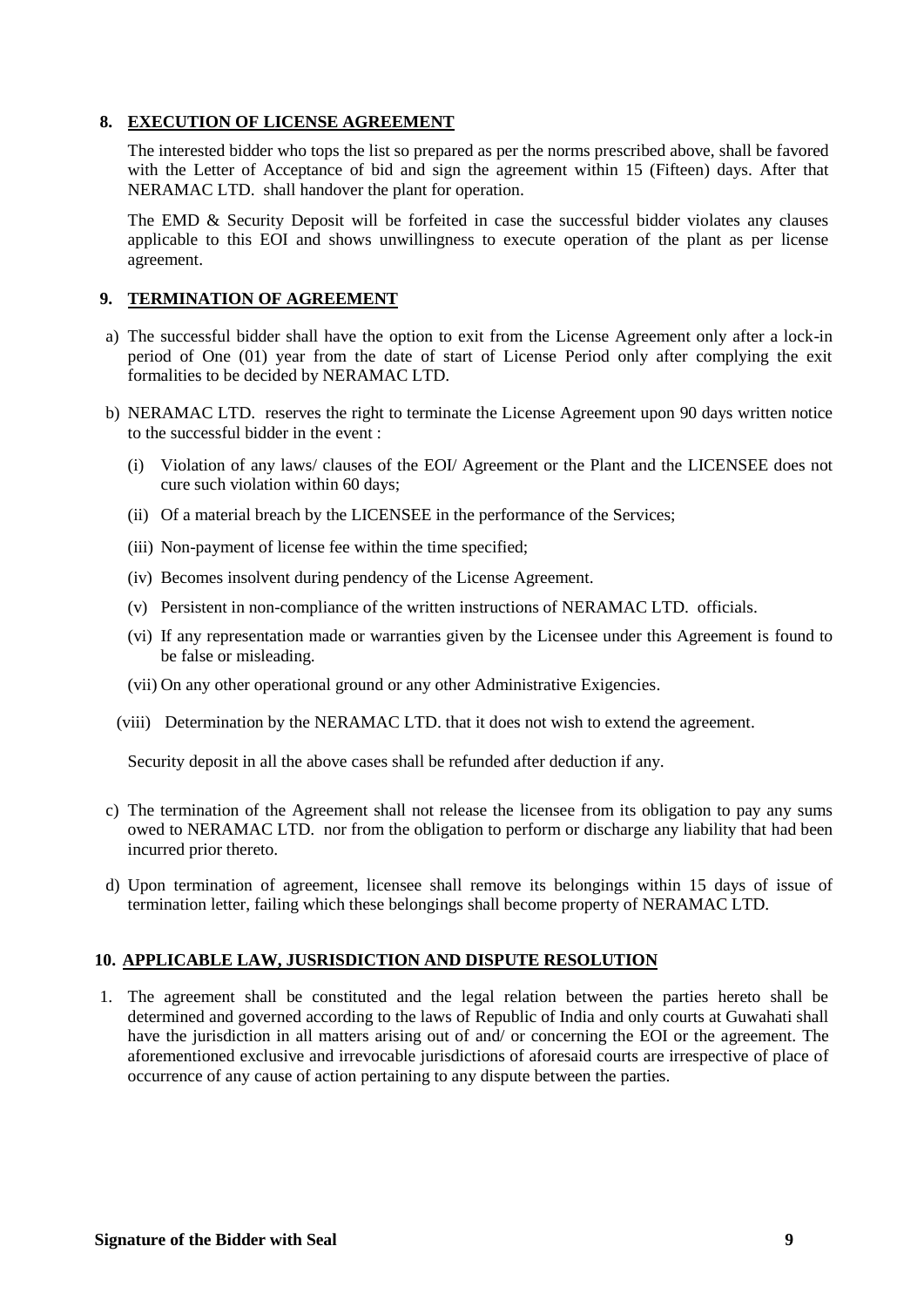## 8. EXECUTION OF LICENSE AGREEMENT

The interested bidder who tops the list so prepared as per the norms prescribed above, shall be favored with the Letter of Acceptance of bid and sign the agreement within 15 (Fifteen) days. After that NERAMAC LTD. shall handover the plant for operation.

The EMD & Security Deposit will be forfeited in case the successful bidder violates any clauses applicable to this EOI and shows unwillingness to execute operation of the plant as per license agreement.

## 9. TERMINATION OF AGREEMENT

a) The successful bidder shall have the option to exit from the License Agreement only after a lock-in period of One (01) year from the date of start of License Period only after complying the exit formalities to be decided by NERAMAC LTD.

b) NERAMAC LTD. reserves the right to terminate the License Agreement upon 90 days written notice to the successful bidder in the event :

   (i) Violation of any laws/ clauses of the EOI/ Agreement or the Plant and the LICENSEE does not cure such violation within 60 days;

   (ii) Of a material breach by the LICENSEE in the performance of the Services;

   (iii) Non-payment of license fee within the time specified;

   (iv) Becomes insolvent during pendency of the License Agreement.

   (v) Persistent in non-compliance of the written instructions of NERAMAC LTD. officials.

   (vi) If any representation made or warranties given by the Licensee under this Agreement is found to be false or misleading.

   (vii) On any other operational ground or any other Administrative Exigencies.

   (viii) Determination by the NERAMAC LTD. that it does not wish to extend the agreement.

   Security deposit in all the above cases shall be refunded after deduction if any.

c) The termination of the Agreement shall not release the licensee from its obligation to pay any sums owed to NERAMAC LTD. nor from the obligation to perform or discharge any liability that had been incurred prior thereto.

d) Upon termination of agreement, licensee shall remove its belongings within 15 days of issue of termination letter, failing which these belongings shall become property of NERAMAC LTD.

## 10. APPLICABLE LAW, JUSRISDICTION AND DISPUTE RESOLUTION

1. The agreement shall be constituted and the legal relation between the parties hereto shall be determined and governed according to the laws of Republic of India and only courts at Guwahati shall have the jurisdiction in all matters arising out of and/ or concerning the EOI or the agreement. The aforementioned exclusive and irrevocable jurisdictions of aforesaid courts are irrespective of place of occurrence of any cause of action pertaining to any dispute between the parties.

**Signature of the Bidder with Seal**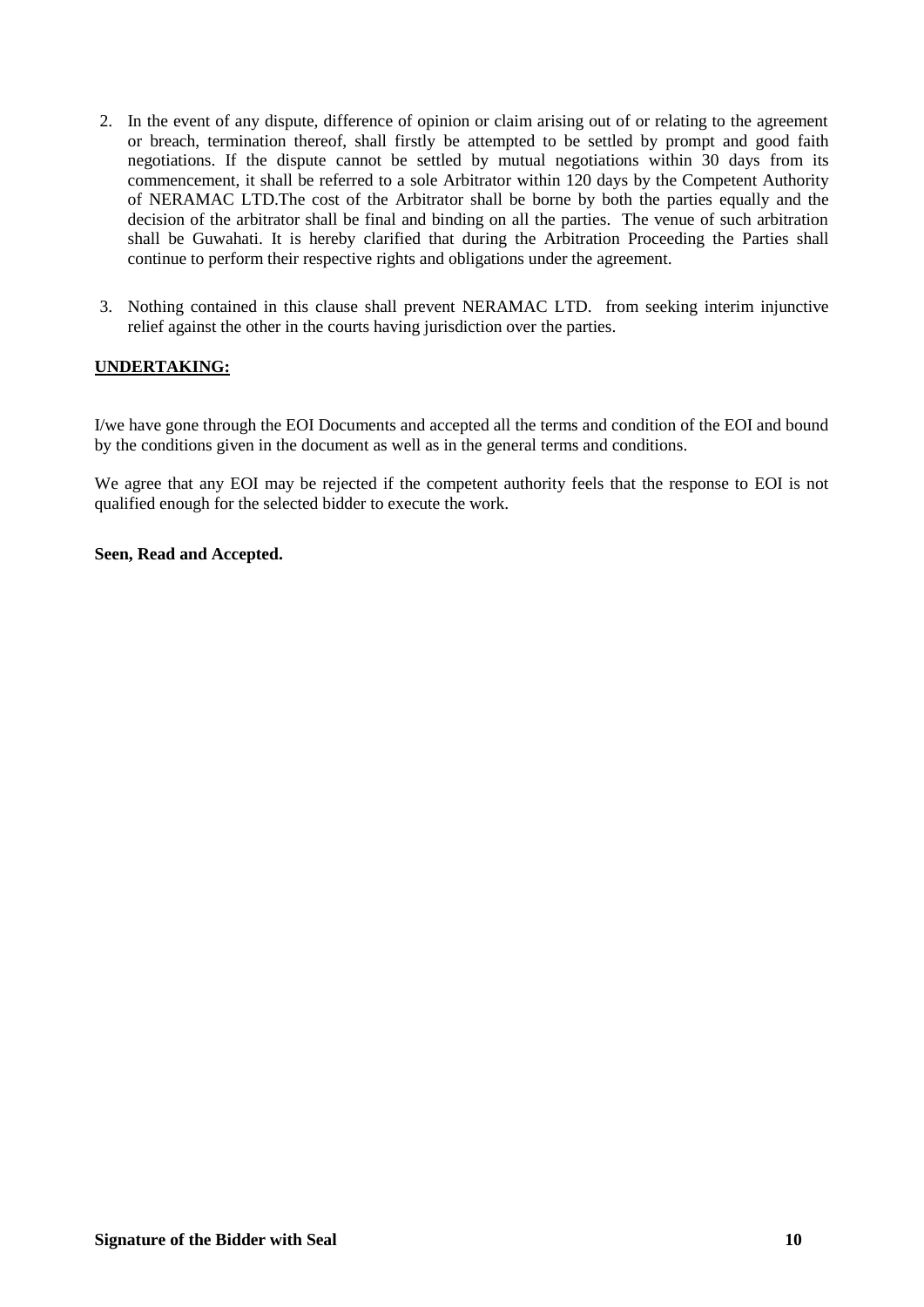2. In the event of any dispute, difference of opinion or claim arising out of or relating to the agreement or breach, termination thereof, shall firstly be attempted to be settled by prompt and good faith negotiations. If the dispute cannot be settled by mutual negotiations within 30 days from its commencement, it shall be referred to a sole Arbitrator within 120 days by the Competent Authority of NERAMAC LTD.The cost of the Arbitrator shall be borne by both the parties equally and the decision of the arbitrator shall be final and binding on all the parties. The venue of such arbitration shall be Guwahati. It is hereby clarified that during the Arbitration Proceeding the Parties shall continue to perform their respective rights and obligations under the agreement.

3. Nothing contained in this clause shall prevent NERAMAC LTD. from seeking interim injunctive relief against the other in the courts having jurisdiction over the parties.

**UNDERTAKING:**

I/we have gone through the EOI Documents and accepted all the terms and condition of the EOI and bound by the conditions given in the document as well as in the general terms and conditions.

We agree that any EOI may be rejected if the competent authority feels that the response to EOI is not qualified enough for the selected bidder to execute the work.

**Seen, Read and Accepted.**

**Signature of the Bidder with Seal**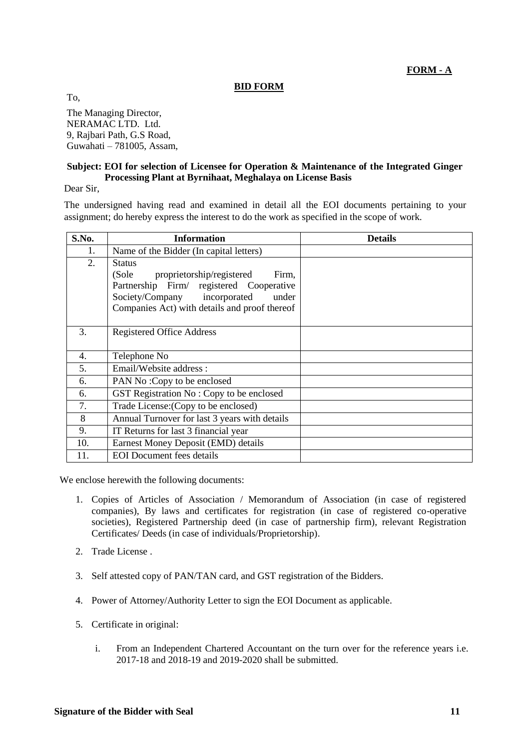**FORM - A**

**BID FORM**

To,

The Managing Director,
NERAMAC LTD. Ltd.
9, Rajbari Path, G.S Road,
Guwahati – 781005, Assam,

**Subject: EOI for selection of Licensee for Operation & Maintenance of the Integrated Ginger Processing Plant at Byrnihaat, Meghalaya on License Basis**

Dear Sir,

The undersigned having read and examined in detail all the EOI documents pertaining to your assignment; do hereby express the interest to do the work as specified in the scope of work.

| S.No. | Information | Details |
|---|---|---|
| 1. | Name of the Bidder (In capital letters) | |
| 2. | Status (Sole proprietorship/registered Firm, Partnership Firm/ registered Cooperative Society/Company incorporated under Companies Act) with details and proof thereof | |
| 3. | Registered Office Address | |
| 4. | Telephone No | |
| 5. | Email/Website address : | |
| 6. | PAN No :Copy to be enclosed | |
| 6. | GST Registration No : Copy to be enclosed | |
| 7. | Trade License:(Copy to be enclosed) | |
| 8 | Annual Turnover for last 3 years with details | |
| 9. | IT Returns for last 3 financial year | |
| 10. | Earnest Money Deposit (EMD) details | |
| 11. | EOI Document fees details | |

We enclose herewith the following documents:

1. Copies of Articles of Association / Memorandum of Association (in case of registered companies), By laws and certificates for registration (in case of registered co-operative societies), Registered Partnership deed (in case of partnership firm), relevant Registration Certificates/ Deeds (in case of individuals/Proprietorship).
2. Trade License .
3. Self attested copy of PAN/TAN card, and GST registration of the Bidders.
4. Power of Attorney/Authority Letter to sign the EOI Document as applicable.
5. Certificate in original:
    i. From an Independent Chartered Accountant on the turn over for the reference years i.e. 2017-18 and 2018-19 and 2019-2020 shall be submitted.

**Signature of the Bidder with Seal**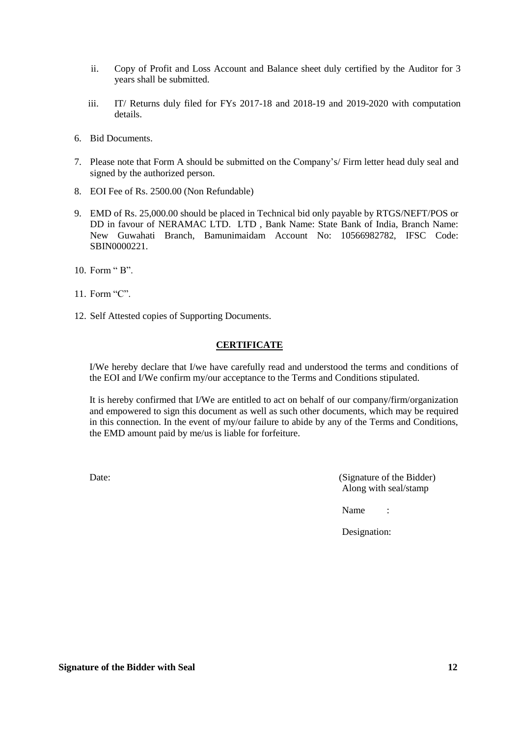ii. Copy of Profit and Loss Account and Balance sheet duly certified by the Auditor for 3 years shall be submitted.

iii. IT/ Returns duly filed for FYs 2017-18 and 2018-19 and 2019-2020 with computation details.

6. Bid Documents.

7. Please note that Form A should be submitted on the Company's/ Firm letter head duly seal and signed by the authorized person.

8. EOI Fee of Rs. 2500.00 (Non Refundable)

9. EMD of Rs. 25,000.00 should be placed in Technical bid only payable by RTGS/NEFT/POS or DD in favour of NERAMAC LTD. LTD , Bank Name: State Bank of India, Branch Name: New Guwahati Branch, Bamunimaidam Account No: 10566982782, IFSC Code: SBIN0000221.

10. Form " B".

11. Form "C".

12. Self Attested copies of Supporting Documents.

## CERTIFICATE

I/We hereby declare that I/we have carefully read and understood the terms and conditions of the EOI and I/We confirm my/our acceptance to the Terms and Conditions stipulated.

It is hereby confirmed that I/We are entitled to act on behalf of our company/firm/organization and empowered to sign this document as well as such other documents, which may be required in this connection. In the event of my/our failure to abide by any of the Terms and Conditions, the EMD amount paid by me/us is liable for forfeiture.

Date:

(Signature of the Bidder)
Along with seal/stamp

Name :

Designation:

**Signature of the Bidder with Seal**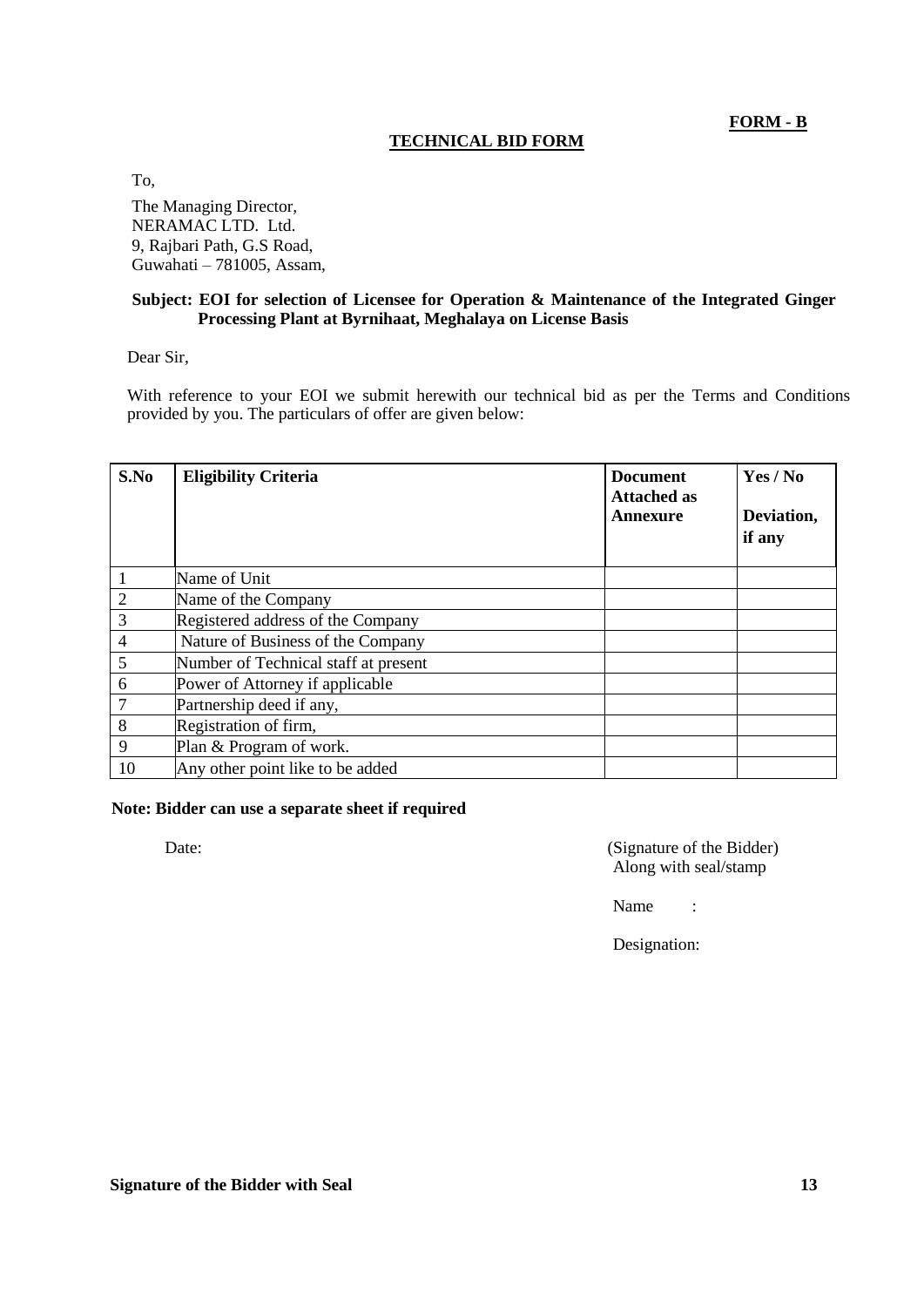**FORM - B**

## TECHNICAL BID FORM

To,

The Managing Director,
NERAMAC LTD. Ltd.
9, Rajbari Path, G.S Road,
Guwahati – 781005, Assam,

**Subject: EOI for selection of Licensee for Operation & Maintenance of the Integrated Ginger Processing Plant at Byrnihaat, Meghalaya on License Basis**

Dear Sir,

With reference to your EOI we submit herewith our technical bid as per the Terms and Conditions provided by you. The particulars of offer are given below:

| S.No | Eligibility Criteria | Document Attached as Annexure | Yes / No Deviation, if any |
|---|---|---|---|
| 1 | Name of Unit | | |
| 2 | Name of the Company | | |
| 3 | Registered address of the Company | | |
| 4 | Nature of Business of the Company | | |
| 5 | Number of Technical staff at present | | |
| 6 | Power of Attorney if applicable | | |
| 7 | Partnership deed if any, | | |
| 8 | Registration of firm, | | |
| 9 | Plan & Program of work. | | |
| 10 | Any other point like to be added | | |

**Note: Bidder can use a separate sheet if required**

Date:

(Signature of the Bidder)
Along with seal/stamp

Name :

Designation:

**Signature of the Bidder with Seal**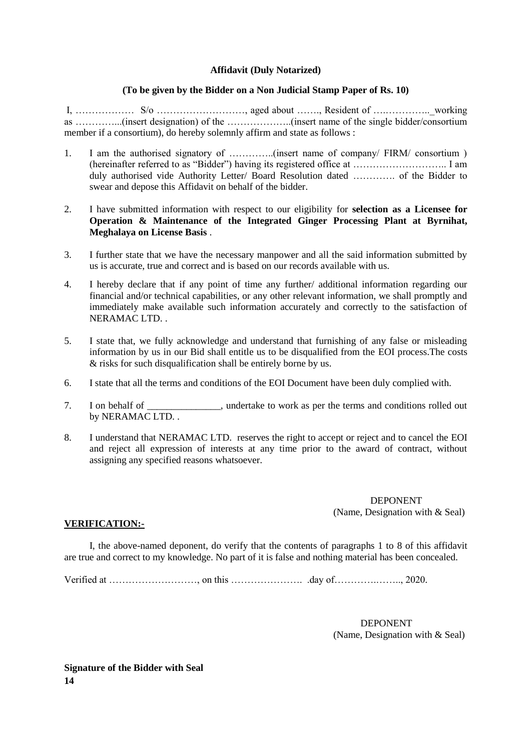**Affidavit (Duly Notarized)**

**(To be given by the Bidder on a Non Judicial Stamp Paper of Rs. 10)**

I, ……………… S/o ………………………, aged about ……., Resident of ….…………._working as …………...(insert designation) of the ………………..(insert name of the single bidder/consortium member if a consortium), do hereby solemnly affirm and state as follows :

1. I am the authorised signatory of …………..(insert name of company/ FIRM/ consortium ) (hereinafter referred to as "Bidder") having its registered office at ……………………….. I am duly authorised vide Authority Letter/ Board Resolution dated …………. of the Bidder to swear and depose this Affidavit on behalf of the bidder.

2. I have submitted information with respect to our eligibility for **selection as a Licensee for Operation & Maintenance of the Integrated Ginger Processing Plant at Byrnihat, Meghalaya on License Basis** .

3. I further state that we have the necessary manpower and all the said information submitted by us is accurate, true and correct and is based on our records available with us.

4. I hereby declare that if any point of time any further/ additional information regarding our financial and/or technical capabilities, or any other relevant information, we shall promptly and immediately make available such information accurately and correctly to the satisfaction of NERAMAC LTD. .

5. I state that, we fully acknowledge and understand that furnishing of any false or misleading information by us in our Bid shall entitle us to be disqualified from the EOI process.The costs & risks for such disqualification shall be entirely borne by us.

6. I state that all the terms and conditions of the EOI Document have been duly complied with.

7. I on behalf of _______________, undertake to work as per the terms and conditions rolled out by NERAMAC LTD. .

8. I understand that NERAMAC LTD. reserves the right to accept or reject and to cancel the EOI and reject all expression of interests at any time prior to the award of contract, without assigning any specified reasons whatsoever.

DEPONENT
(Name, Designation with & Seal)

**VERIFICATION:-**

I, the above-named deponent, do verify that the contents of paragraphs 1 to 8 of this affidavit are true and correct to my knowledge. No part of it is false and nothing material has been concealed.

Verified at ………………………, on this …………………. .day of………….…….., 2020.

DEPONENT
(Name, Designation with & Seal)

**Signature of the Bidder with Seal**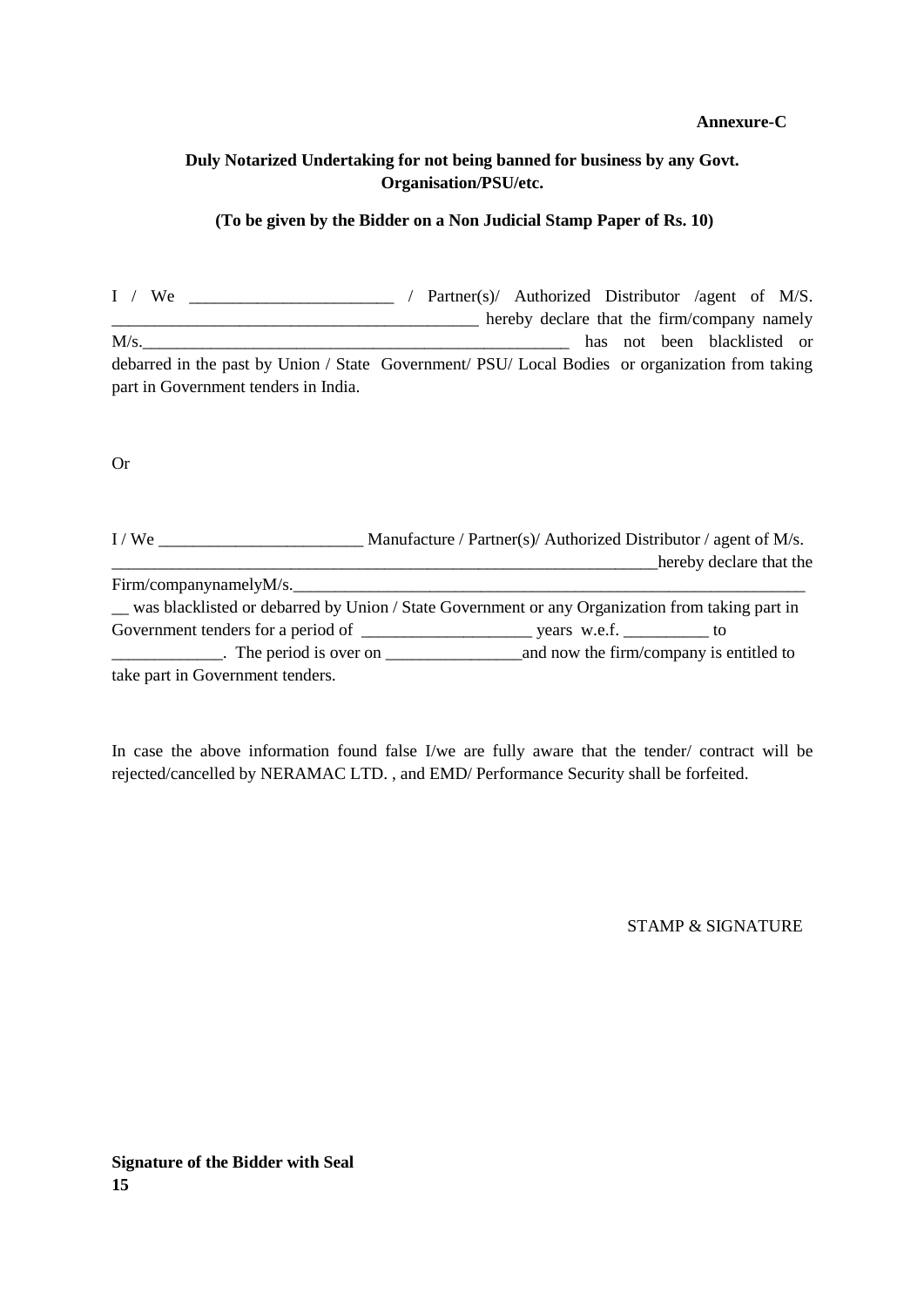**Annexure-C**

**Duly Notarized Undertaking for not being banned for business by any Govt. Organisation/PSU/etc.**

**(To be given by the Bidder on a Non Judicial Stamp Paper of Rs. 10)**

I / We ________________________ / Partner(s)/ Authorized Distributor /agent of M/S. ___________________________________________ hereby declare that the firm/company namely M/s.______________________________________________________ has not been blacklisted or debarred in the past by Union / State Government/ PSU/ Local Bodies or organization from taking part in Government tenders in India.

Or

I / We ________________________ Manufacture / Partner(s)/ Authorized Distributor / agent of M/s. _________________________________________________________________hereby declare that the Firm/companynamelyM/s.________________________________________________________________ __ was blacklisted or debarred by Union / State Government or any Organization from taking part in Government tenders for a period of ____________________ years w.e.f. __________ to _____________. The period is over on ________________and now the firm/company is entitled to take part in Government tenders.

In case the above information found false I/we are fully aware that the tender/ contract will be rejected/cancelled by NERAMAC LTD. , and EMD/ Performance Security shall be forfeited.

STAMP & SIGNATURE

**Signature of the Bidder with Seal**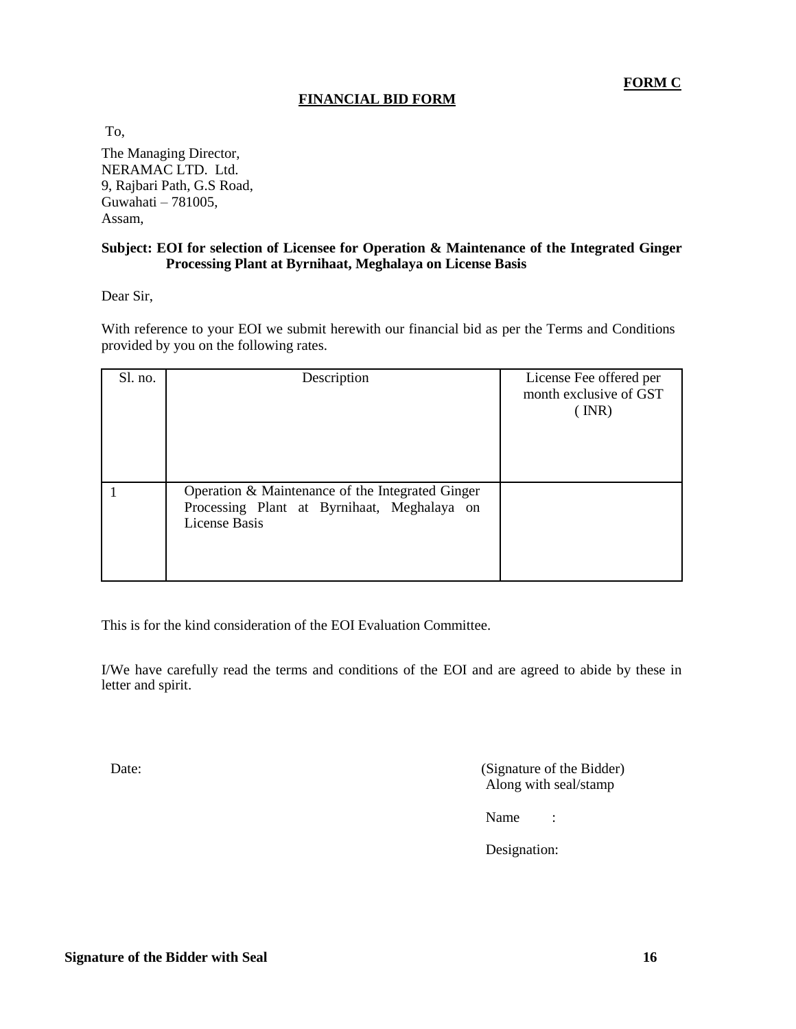**FORM C**

## FINANCIAL BID FORM

To,

The Managing Director,
NERAMAC LTD. Ltd.
9, Rajbari Path, G.S Road,
Guwahati – 781005,
Assam,

**Subject: EOI for selection of Licensee for Operation & Maintenance of the Integrated Ginger Processing Plant at Byrnihaat, Meghalaya on License Basis**

Dear Sir,

With reference to your EOI we submit herewith our financial bid as per the Terms and Conditions provided by you on the following rates.

| Sl. no. | Description | License Fee offered per month exclusive of GST ( INR) |
|---|---|---|
| 1 | Operation & Maintenance of the Integrated Ginger Processing Plant at Byrnihaat, Meghalaya on License Basis | |

This is for the kind consideration of the EOI Evaluation Committee.

I/We have carefully read the terms and conditions of the EOI and are agreed to abide by these in letter and spirit.

Date:

(Signature of the Bidder)
Along with seal/stamp

Name :

Designation:

**Signature of the Bidder with Seal**